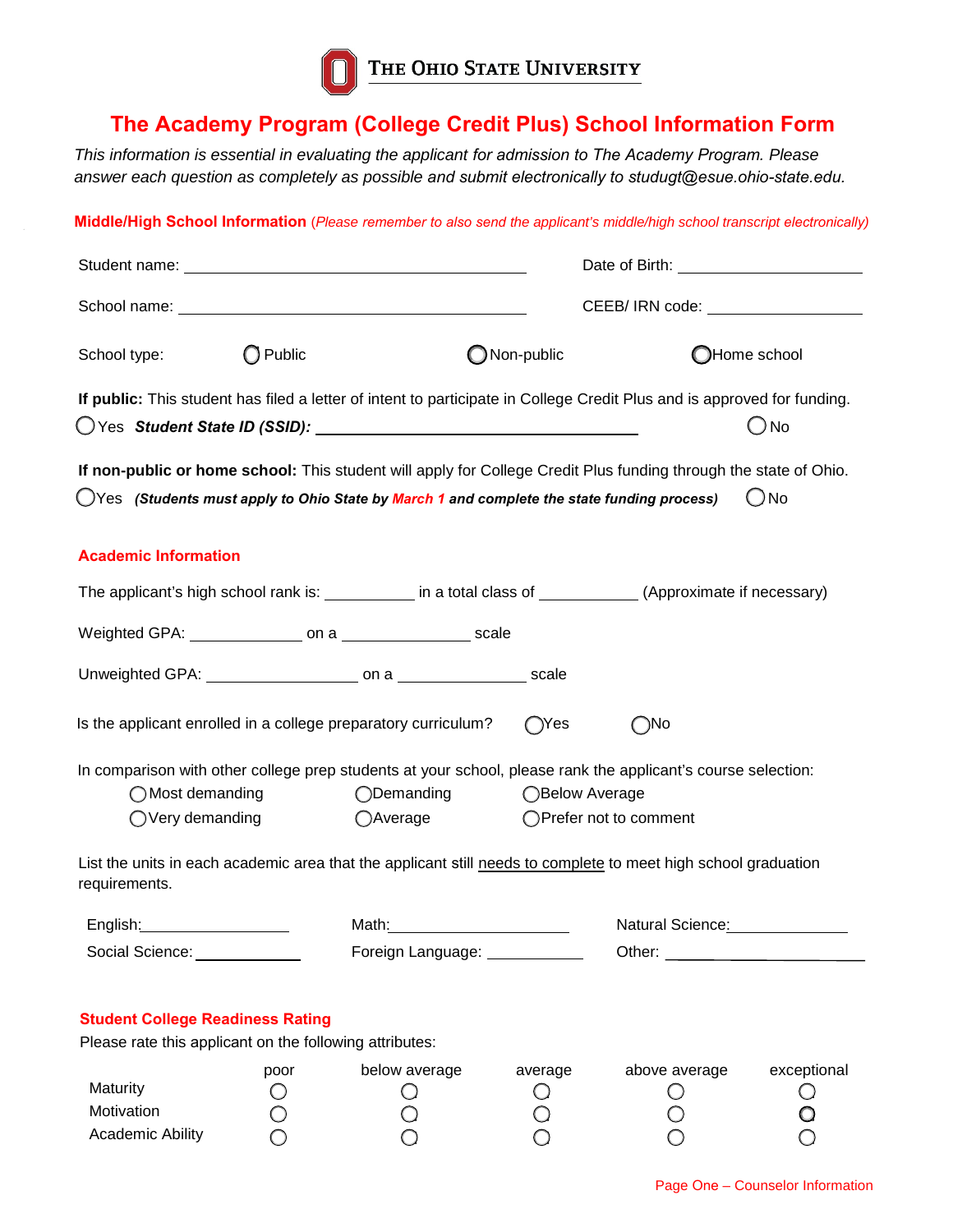THE OHIO STATE UNIVERSITY

# The Academy Program (College Credit Plus) School Information Form

*This information is essential in evaluating the applicant for admission to The Academy Program. Please answer each question as completely as possible and submit electronically to studugt@esue.ohio-state.edu.*

## Middle/High School Information (*Please remember to also send the applicant's middle/high school transcript electronically*)

Student name: ______________________________ Date of Birth: ____________________

School name: ______________________________ CEEB/ IRN code: ____________________

School type: ◯ Public ◯ Non-public ◯ Home school

**If public:** This student has filed a letter of intent to participate in College Credit Plus and is approved for funding.

◯ Yes ***Student State ID (SSID):*** ______________________________ ◯ No

**If non-public or home school:** This student will apply for College Credit Plus funding through the state of Ohio.

◯ Yes ***(Students must apply to Ohio State by March 1 and complete the state funding process)*** ◯ No

## Academic Information

The applicant's high school rank is: __________ in a total class of __________ (Approximate if necessary)

Weighted GPA: ____________ on a ____________ scale

Unweighted GPA: ____________ on a ____________ scale

Is the applicant enrolled in a college preparatory curriculum? ◯ Yes ◯ No

In comparison with other college prep students at your school, please rank the applicant's course selection:

◯ Most demanding ◯ Demanding ◯ Below Average
◯ Very demanding ◯ Average ◯ Prefer not to comment

List the units in each academic area that the applicant still needs to complete to meet high school graduation requirements.

English: ____________ Math: ____________ Natural Science: ____________
Social Science: ____________ Foreign Language: ____________ Other: ____________

## Student College Readiness Rating

Please rate this applicant on the following attributes:

| | poor | below average | average | above average | exceptional |
|---|---|---|---|---|---|
| Maturity | ◯ | ◯ | ◯ | ◯ | ◯ |
| Motivation | ◯ | ◯ | ◯ | ◯ | ◯ |
| Academic Ability | ◯ | ◯ | ◯ | ◯ | ◯ |

Page One – Counselor Information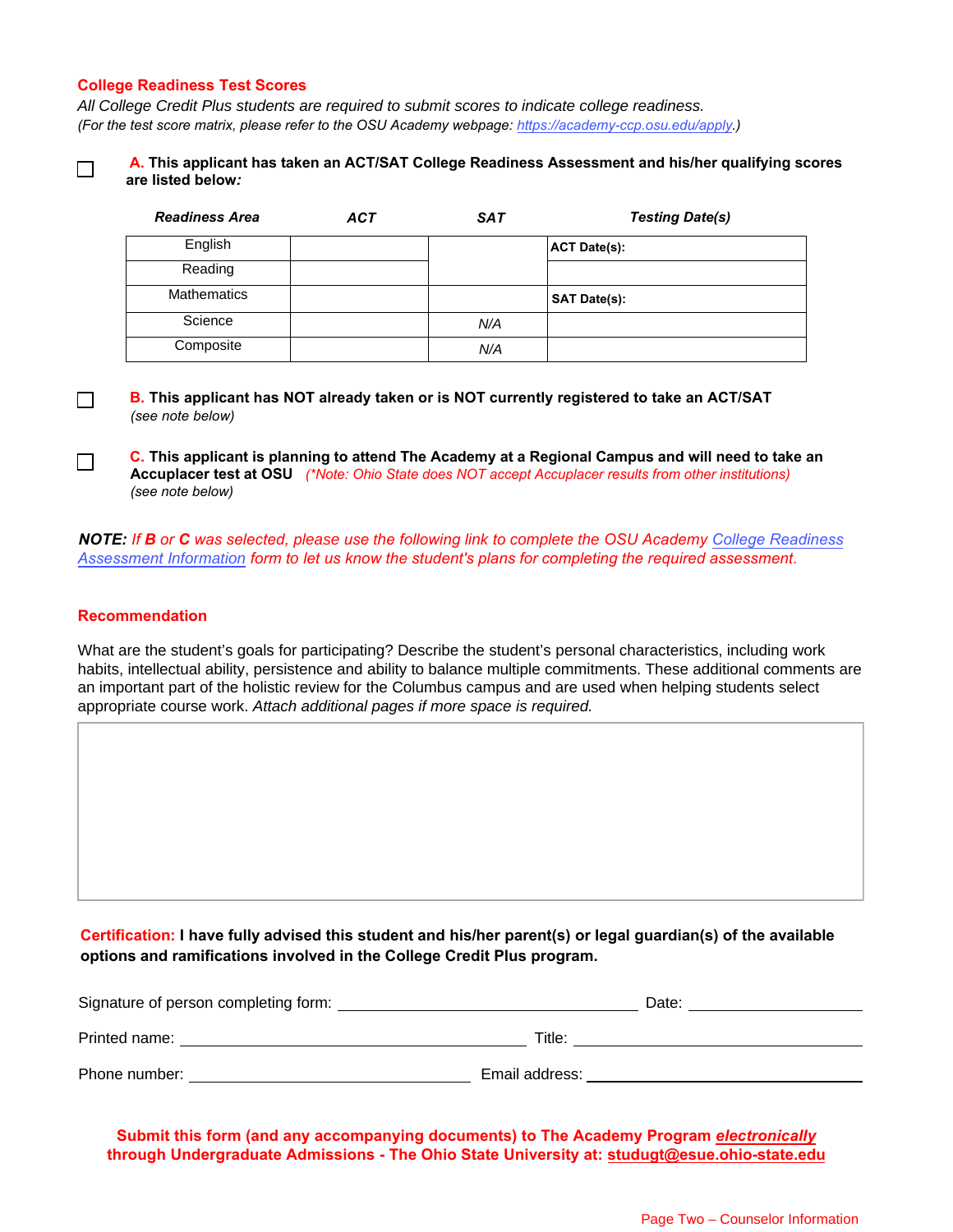## College Readiness Test Scores

*All College Credit Plus students are required to submit scores to indicate college readiness.*
*(For the test score matrix, please refer to the OSU Academy webpage: https://academy-ccp.osu.edu/apply.)*

☐ **A. This applicant has taken an ACT/SAT College Readiness Assessment and his/her qualifying scores are listed below:**

| *Readiness Area* | *ACT* | *SAT* | *Testing Date(s)* |
|---|---|---|---|
| English | | | **ACT Date(s):** |
| Reading | | | |
| Mathematics | | | **SAT Date(s):** |
| Science | | *N/A* | |
| Composite | | *N/A* | |

☐ **B. This applicant has NOT already taken or is NOT currently registered to take an ACT/SAT**
*(see note below)*

☐ **C. This applicant is planning to attend The Academy at a Regional Campus and will need to take an Accuplacer test at OSU** *(\*Note: Ohio State does NOT accept Accuplacer results from other institutions)*
*(see note below)*

***NOTE:*** *If **B** or **C** was selected, please use the following link to complete the OSU Academy College Readiness Assessment Information form to let us know the student's plans for completing the required assessment.*

## Recommendation

What are the student's goals for participating? Describe the student's personal characteristics, including work habits, intellectual ability, persistence and ability to balance multiple commitments. These additional comments are an important part of the holistic review for the Columbus campus and are used when helping students select appropriate course work. *Attach additional pages if more space is required.*

**Certification: I have fully advised this student and his/her parent(s) or legal guardian(s) of the available options and ramifications involved in the College Credit Plus program.**

Signature of person completing form: ______________________ Date: ______________

Printed name: ______________________ Title: ______________________

Phone number: ______________________ Email address: ______________________

**Submit this form (and any accompanying documents) to The Academy Program *electronically* through Undergraduate Admissions - The Ohio State University at: studugt@esue.ohio-state.edu**

Page Two – Counselor Information